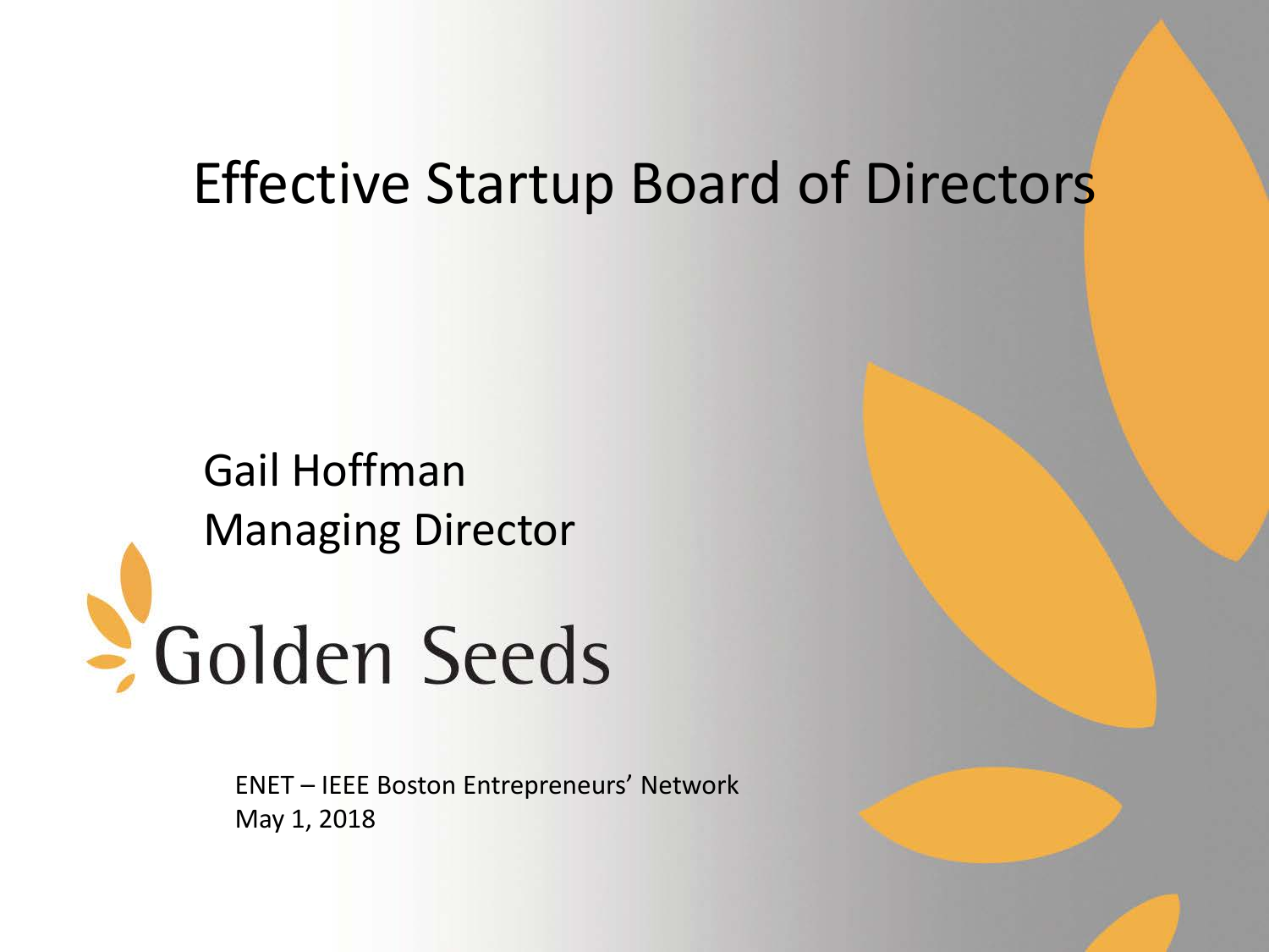# Effective Startup Board of Directors

Gail Hoffman
Managing Director

Golden Seeds

ENET – IEEE Boston Entrepreneurs' Network
May 1, 2018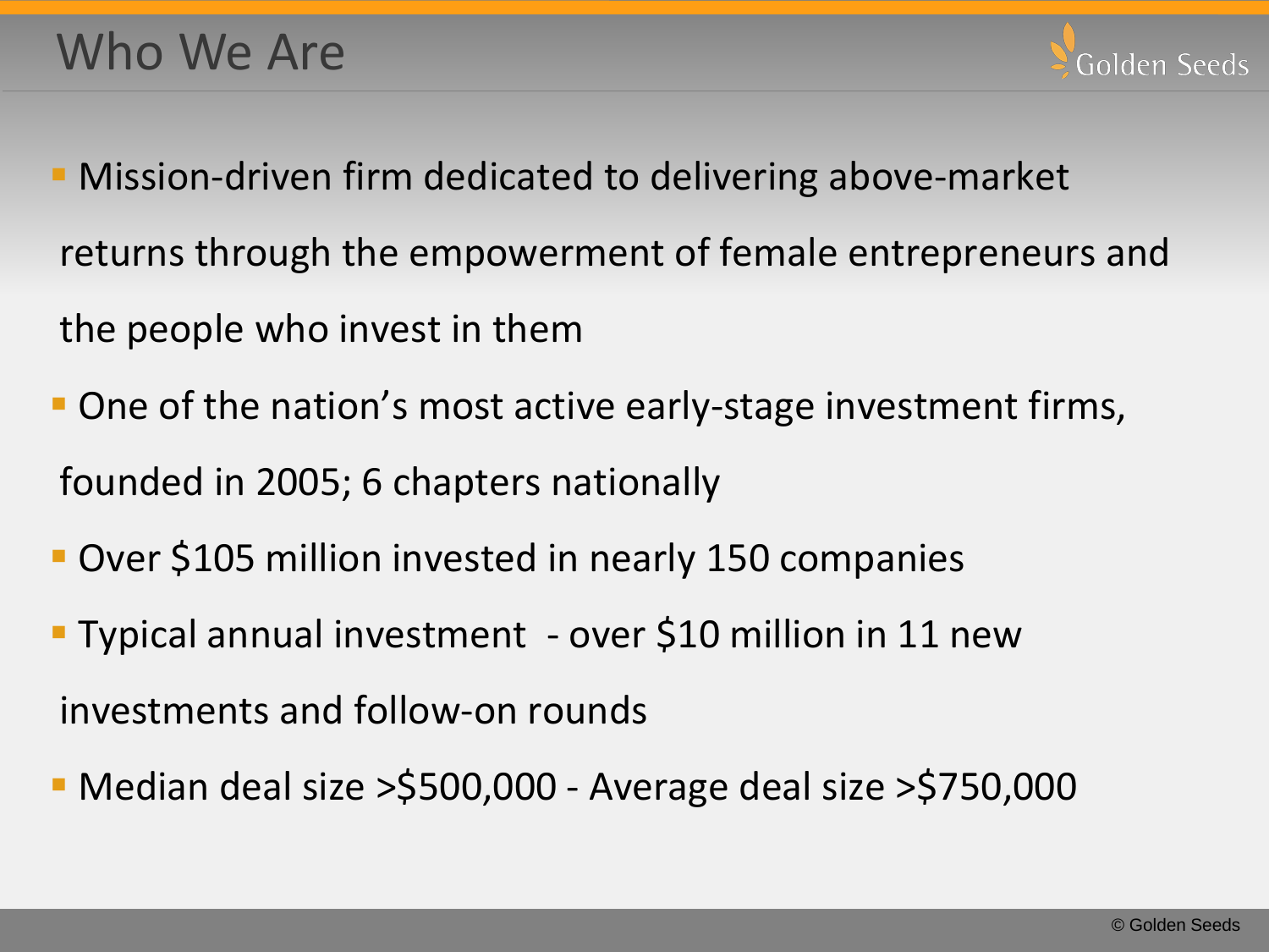# Who We Are

- Mission-driven firm dedicated to delivering above-market returns through the empowerment of female entrepreneurs and the people who invest in them
- One of the nation's most active early-stage investment firms, founded in 2005; 6 chapters nationally
- Over $105 million invested in nearly 150 companies
- Typical annual investment - over $10 million in 11 new investments and follow-on rounds
- Median deal size >$500,000 - Average deal size >$750,000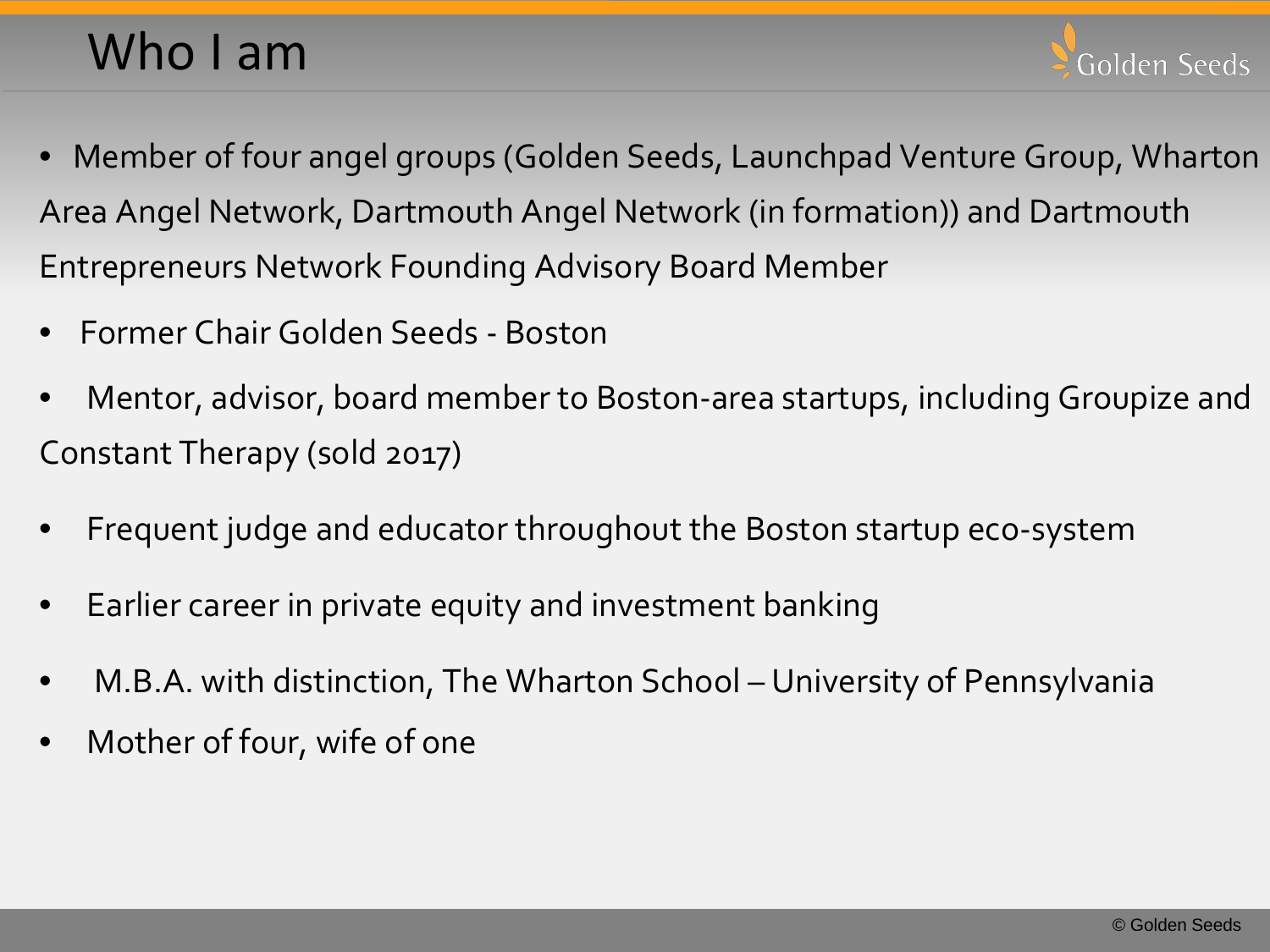# Who I am

- Member of four angel groups (Golden Seeds, Launchpad Venture Group, Wharton Area Angel Network, Dartmouth Angel Network (in formation)) and Dartmouth Entrepreneurs Network Founding Advisory Board Member
- Former Chair Golden Seeds - Boston
- Mentor, advisor, board member to Boston-area startups, including Groupize and Constant Therapy (sold 2017)
- Frequent judge and educator throughout the Boston startup eco-system
- Earlier career in private equity and investment banking
- M.B.A. with distinction, The Wharton School – University of Pennsylvania
- Mother of four, wife of one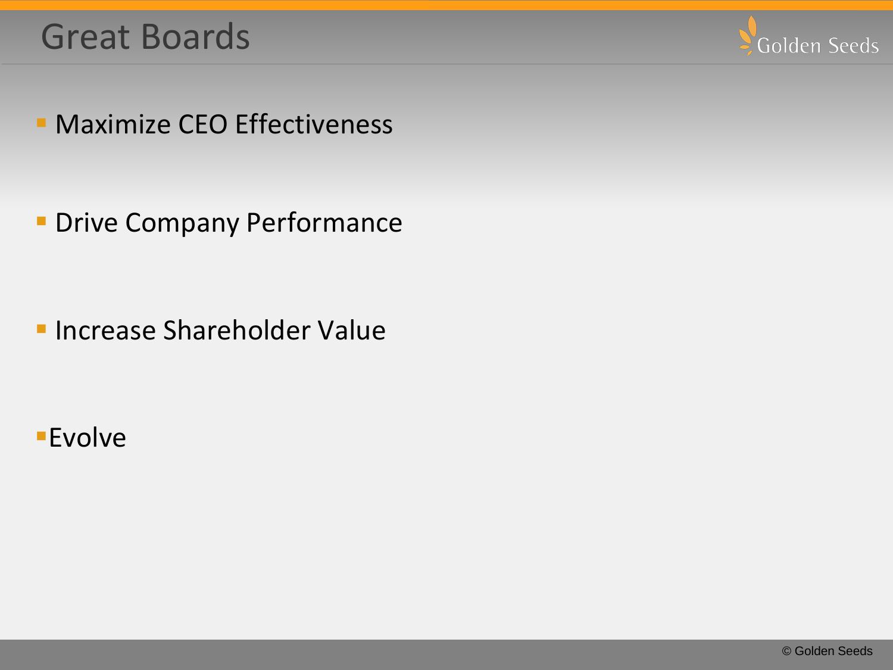# Great Boards

- Maximize CEO Effectiveness
- Drive Company Performance
- Increase Shareholder Value
- Evolve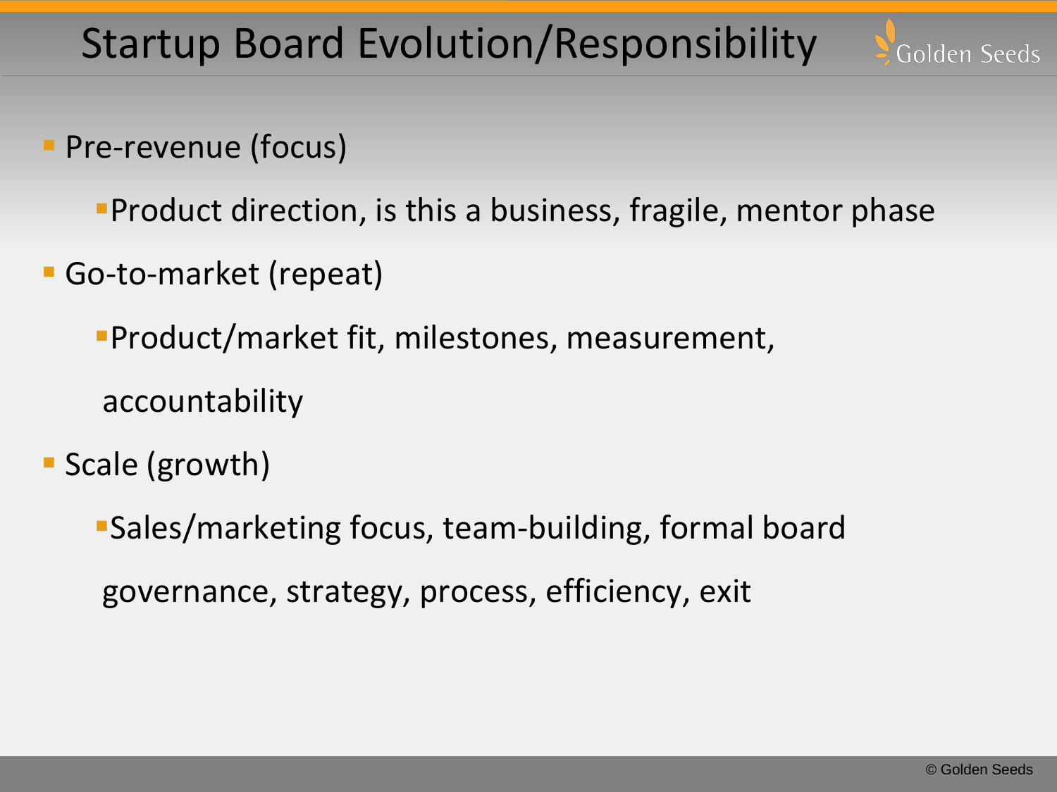# Startup Board Evolution/Responsibility

- Pre-revenue (focus)
  - Product direction, is this a business, fragile, mentor phase
- Go-to-market (repeat)
  - Product/market fit, milestones, measurement, accountability
- Scale (growth)
  - Sales/marketing focus, team-building, formal board governance, strategy, process, efficiency, exit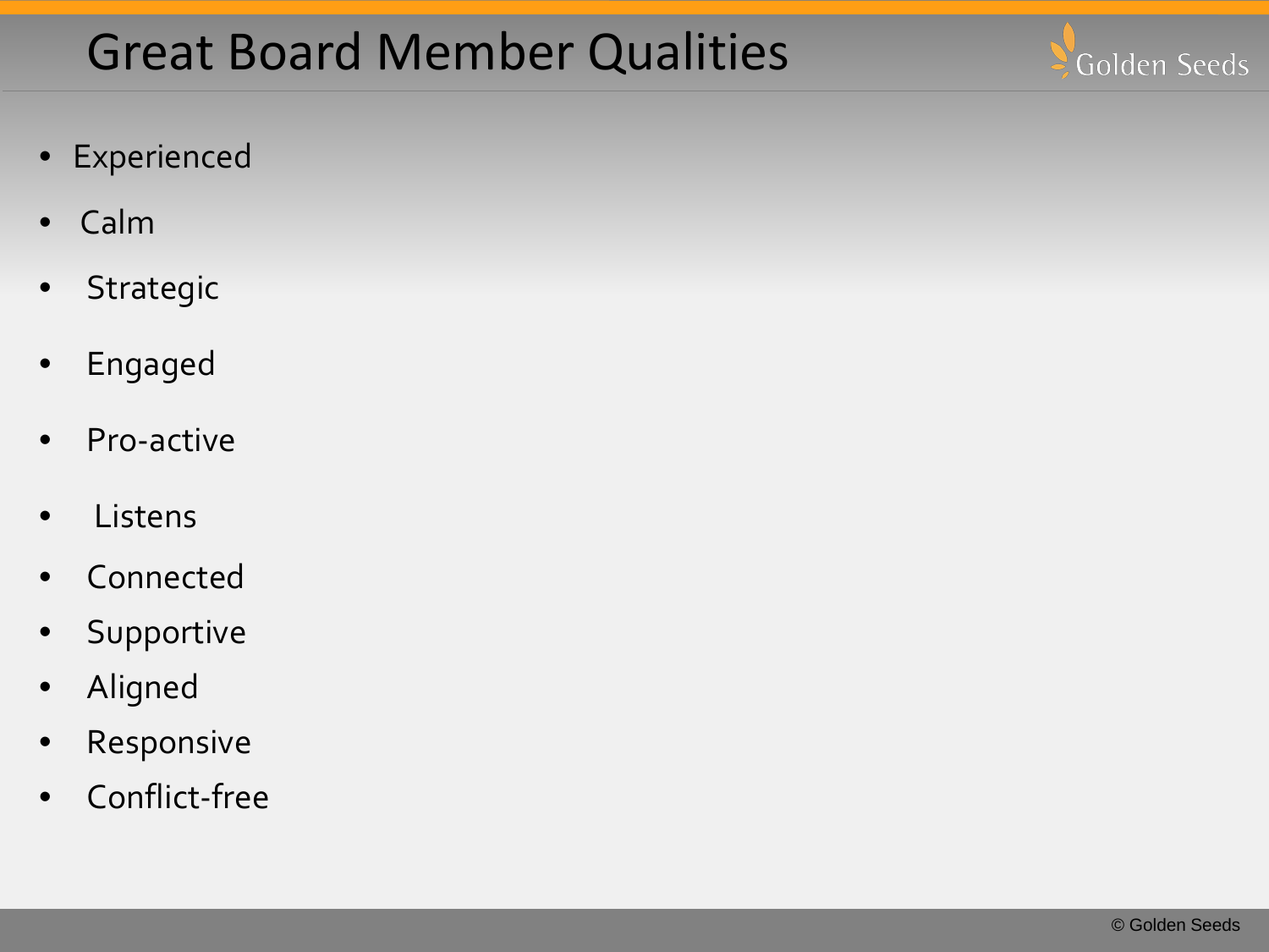# Great Board Member Qualities

- Experienced
- Calm
- Strategic
- Engaged
- Pro-active
- Listens
- Connected
- Supportive
- Aligned
- Responsive
- Conflict-free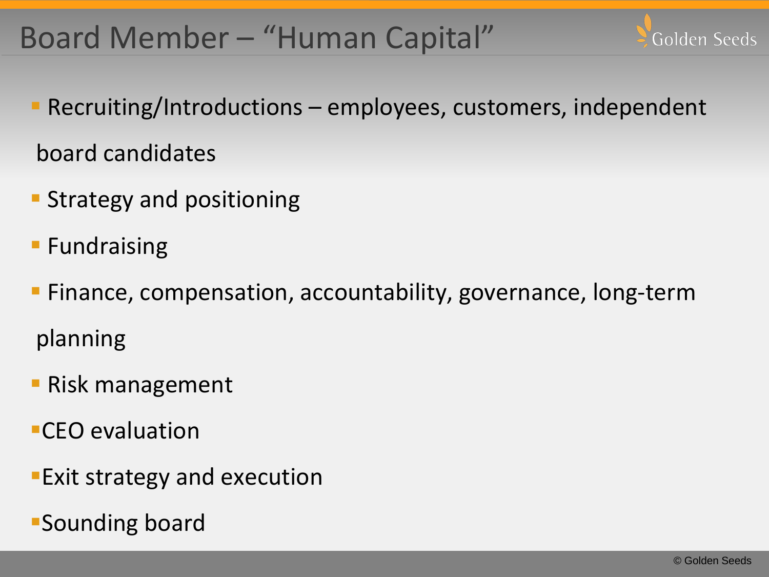# Board Member – "Human Capital"

- Recruiting/Introductions – employees, customers, independent board candidates
- Strategy and positioning
- Fundraising
- Finance, compensation, accountability, governance, long-term planning
- Risk management
- CEO evaluation
- Exit strategy and execution
- Sounding board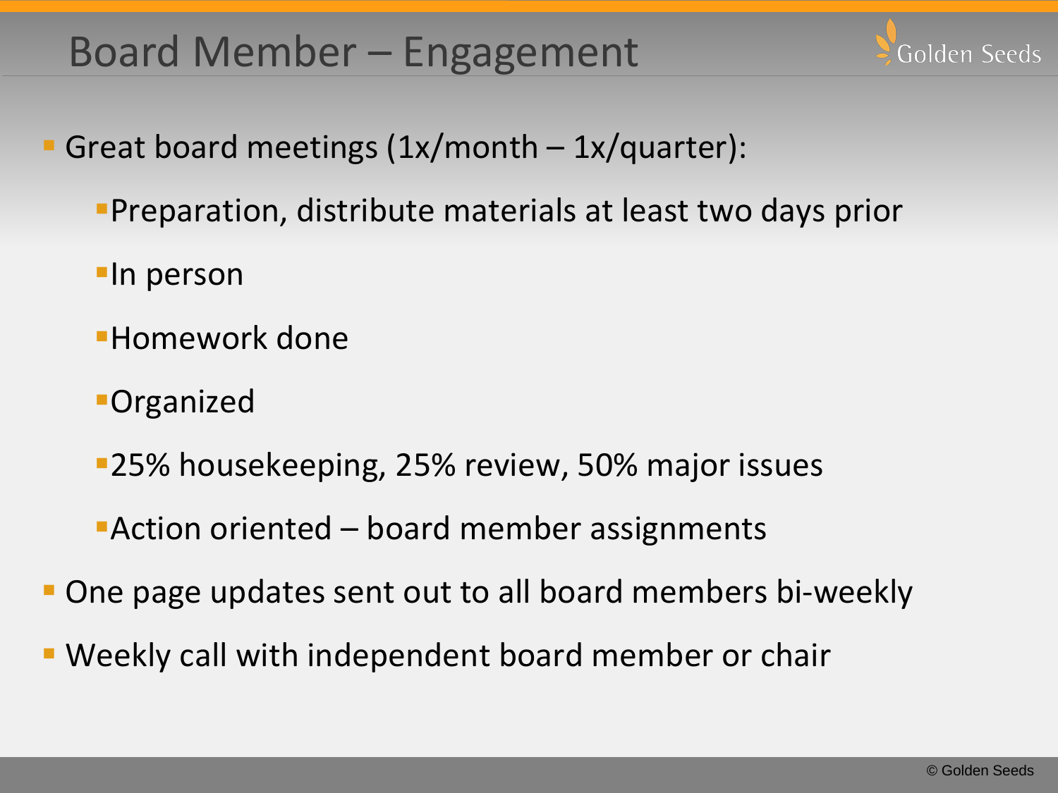# Board Member – Engagement

- Great board meetings (1x/month – 1x/quarter):
  - Preparation, distribute materials at least two days prior
  - In person
  - Homework done
  - Organized
  - 25% housekeeping, 25% review, 50% major issues
  - Action oriented – board member assignments
- One page updates sent out to all board members bi-weekly
- Weekly call with independent board member or chair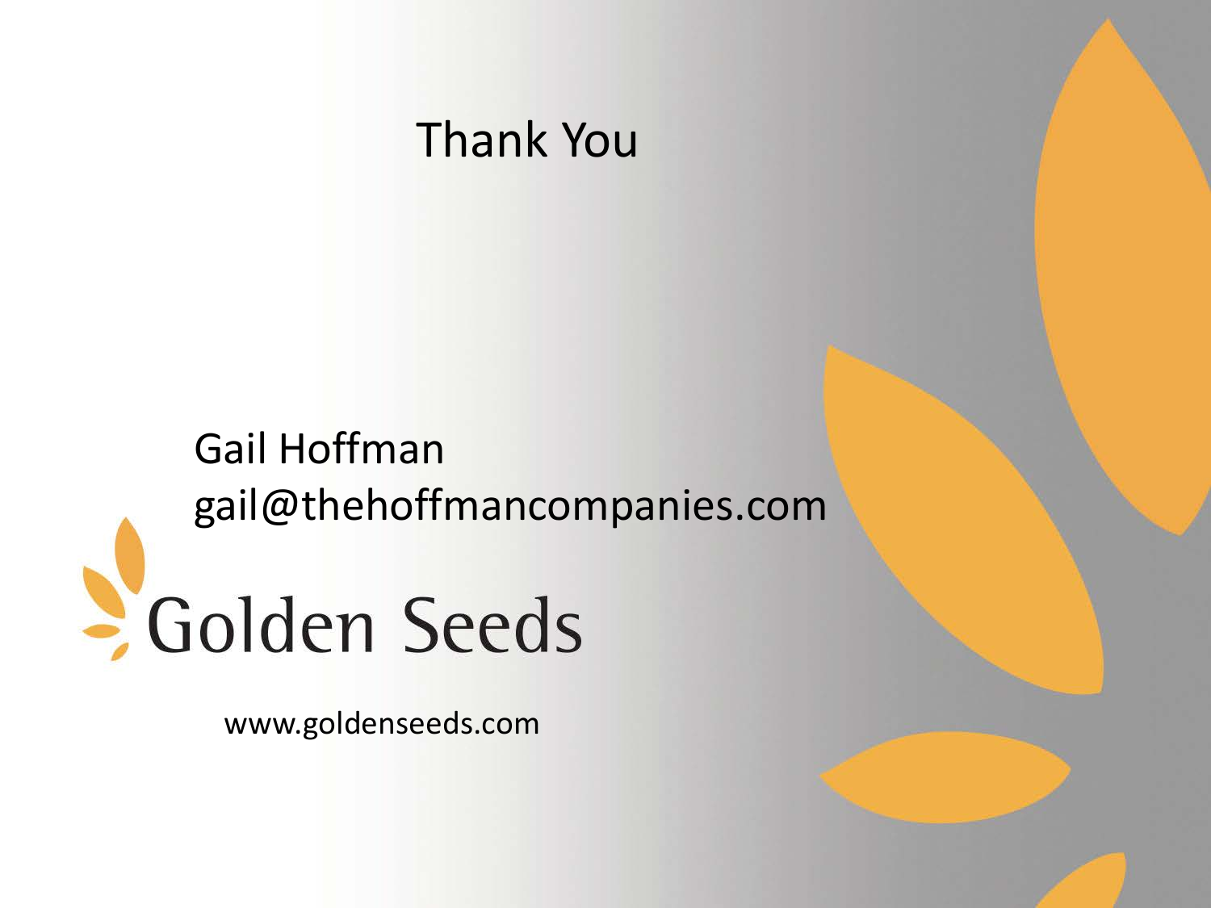# Thank You

Gail Hoffman
gail@thehoffmancompanies.com

Golden Seeds

www.goldenseeds.com